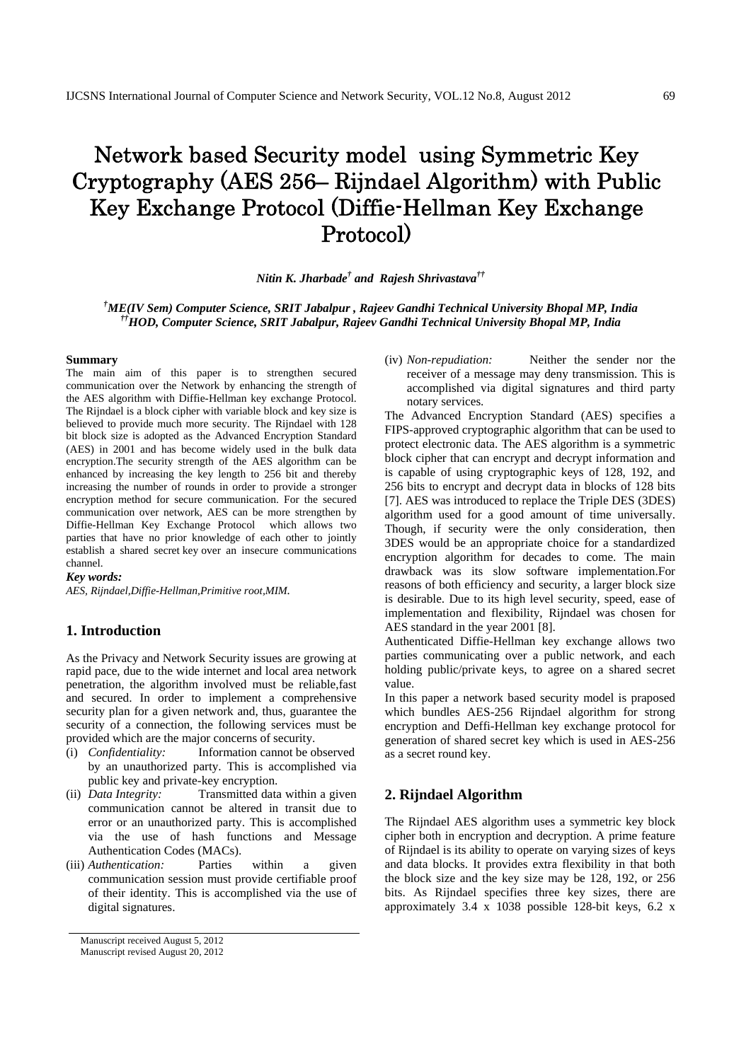# Network based Security model using Symmetric Key Cryptography (AES 256– Rijndael Algorithm) with Public Key Exchange Protocol (Diffie-Hellman Key Exchange Protocol)

***Nitin K. Jharbade*[†] *and Rajesh Shrivastava*[††]**

**[†]*ME(IV Sem) Computer Science, SRIT Jabalpur , Rajeev Gandhi Technical University Bhopal MP, India***
**[††]*HOD, Computer Science, SRIT Jabalpur, Rajeev Gandhi Technical University Bhopal MP, India***

**Summary**

The main aim of this paper is to strengthen secured communication over the Network by enhancing the strength of the AES algorithm with Diffie-Hellman key exchange Protocol. The Rijndael is a block cipher with variable block and key size is believed to provide much more security. The Rijndael with 128 bit block size is adopted as the Advanced Encryption Standard (AES) in 2001 and has become widely used in the bulk data encryption.The security strength of the AES algorithm can be enhanced by increasing the key length to 256 bit and thereby increasing the number of rounds in order to provide a stronger encryption method for secured communication. For the secured communication over network, AES can be more strengthen by Diffie-Hellman Key Exchange Protocol which allows two parties that have no prior knowledge of each other to jointly establish a shared secret key over an insecure communications channel.

***Key words:***

*AES, Rijndael,Diffie-Hellman,Primitive root,MIM.*

## 1. Introduction

As the Privacy and Network Security issues are growing at rapid pace, due to the wide internet and local area network penetration, the algorithm involved must be reliable,fast and secured. In order to implement a comprehensive security plan for a given network and, thus, guarantee the security of a connection, the following services must be provided which are the major concerns of security.

(i) *Confidentiality:* Information cannot be observed by an unauthorized party. This is accomplished via public key and private-key encryption.

(ii) *Data Integrity:* Transmitted data within a given communication cannot be altered in transit due to error or an unauthorized party. This is accomplished via the use of hash functions and Message Authentication Codes (MACs).

(iii) *Authentication:* Parties within a given communication session must provide certifiable proof of their identity. This is accomplished via the use of digital signatures.

(iv) *Non-repudiation:* Neither the sender nor the receiver of a message may deny transmission. This is accomplished via digital signatures and third party notary services.

The Advanced Encryption Standard (AES) specifies a FIPS-approved cryptographic algorithm that can be used to protect electronic data. The AES algorithm is a symmetric block cipher that can encrypt and decrypt information and is capable of using cryptographic keys of 128, 192, and 256 bits to encrypt and decrypt data in blocks of 128 bits [7]. AES was introduced to replace the Triple DES (3DES) algorithm used for a good amount of time universally. Though, if security were the only consideration, then 3DES would be an appropriate choice for a standardized encryption algorithm for decades to come. The main drawback was its slow software implementation.For reasons of both efficiency and security, a larger block size is desirable. Due to its high level security, speed, ease of implementation and flexibility, Rijndael was chosen for AES standard in the year 2001 [8].

Authenticated Diffie-Hellman key exchange allows two parties communicating over a public network, and each holding public/private keys, to agree on a shared secret value.

In this paper a network based security model is praposed which bundles AES-256 Rijndael algorithm for strong encryption and Deffi-Hellman key exchange protocol for generation of shared secret key which is used in AES-256 as a secret round key.

## 2. Rijndael Algorithm

The Rijndael AES algorithm uses a symmetric key block cipher both in encryption and decryption. A prime feature of Rijndael is its ability to operate on varying sizes of keys and data blocks. It provides extra flexibility in that both the block size and the key size may be 128, 192, or 256 bits. As Rijndael specifies three key sizes, there are approximately 3.4 x 1038 possible 128-bit keys, 6.2 x

Manuscript received August 5, 2012
Manuscript revised August 20, 2012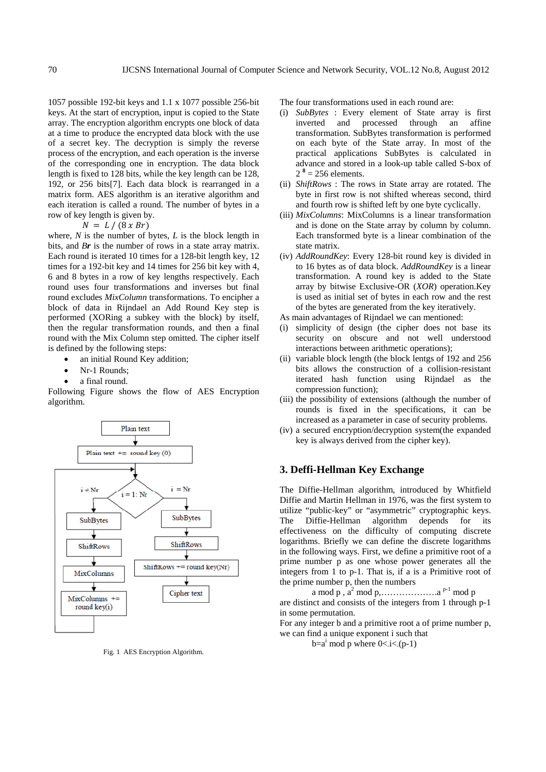1057 possible 192-bit keys and 1.1 x 1077 possible 256-bit keys. At the start of encryption, input is copied to the State array. The encryption algorithm encrypts one block of data at a time to produce the encrypted data block with the use of a secret key. The decryption is simply the reverse process of the encryption, and each operation is the inverse of the corresponding one in encryption. The data block length is fixed to 128 bits, while the key length can be 128, 192, or 256 bits[7]. Each data block is rearranged in a matrix form. AES algorithm is an iterative algorithm and each iteration is called a round. The number of bytes in a row of key length is given by.

$$N = L / (8 \, x \, Br)$$

where, $N$ is the number of bytes, $L$ is the block length in bits, and $Br$ is the number of rows in a state array matrix. Each round is iterated 10 times for a 128-bit length key, 12 times for a 192-bit key and 14 times for 256 bit key with 4, 6 and 8 bytes in a row of key lengths respectively. Each round uses four transformations and inverses but final round excludes *MixColumn* transformations. To encipher a block of data in Rijndael an Add Round Key step is performed (XORing a subkey with the block) by itself, then the regular transformation rounds, and then a final round with the Mix Column step omitted. The cipher itself is defined by the following steps:

- an initial Round Key addition;
- Nr-1 Rounds;
- a final round.

Following Figure shows the flow of AES Encryption algorithm.

Fig. 1 AES Encryption Algorithm.

The four transformations used in each round are:

(i) *SubBytes* : Every element of State array is first inverted and processed through an affine transformation. SubBytes transformation is performed on each byte of the State array. In most of the practical applications SubBytes is calculated in advance and stored in a look-up table called S-box of $2^{8} = 256$ elements.

(ii) *ShiftRows* : The rows in State array are rotated. The byte in first row is not shifted whereas second, third and fourth row is shifted left by one byte cyclically.

(iii) *MixColumns*: MixColumns is a linear transformation and is done on the State array by column by column. Each transformed byte is a linear combination of the state matrix.

(iv) *AddRoundKey*: Every 128-bit round key is divided in to 16 bytes as of data block. *AddRoundKey* is a linear transformation. A round key is added to the State array by bitwise Exclusive-OR (*XOR*) operation.Key is used as initial set of bytes in each row and the rest of the bytes are generated from the key iteratively.

As main advantages of Rijndael we can mentioned:

(i) simplicity of design (the cipher does not base its security on obscure and not well understood interactions between arithmetic operations);

(ii) variable block length (the block lentgs of 192 and 256 bits allows the construction of a collision-resistant iterated hash function using Rijndael as the compression function);

(iii) the possibility of extensions (although the number of rounds is fixed in the specifications, it can be increased as a parameter in case of security problems.

(iv) a secured encryption/decryption system(the expanded key is always derived from the cipher key).

## 3. Deffi-Hellman Key Exchange

The Diffie-Hellman algorithm, introduced by Whitfield Diffie and Martin Hellman in 1976, was the first system to utilize "public-key" or "asymmetric" cryptographic keys. The Diffie-Hellman algorithm depends for its effectiveness on the difficulty of computing discrete logarithms. Briefly we can define the discrete logarithms in the following ways. First, we define a primitive root of a prime number p as one whose power generates all the integers from 1 to p-1. That is, if a is a Primitive root of the prime number p, then the numbers

$$a \bmod p \, , \, a^{2} \bmod p, \ldots\ldots\ldots\ldots\ldots\ldots a^{p-1} \bmod p$$

are distinct and consists of the integers from 1 through p-1 in some permutation.

For any integer b and a primitive root a of prime number p, we can find a unique exponent i such that

$$b = a^{i} \bmod p \text{ where } 0 <. i <. (p-1)$$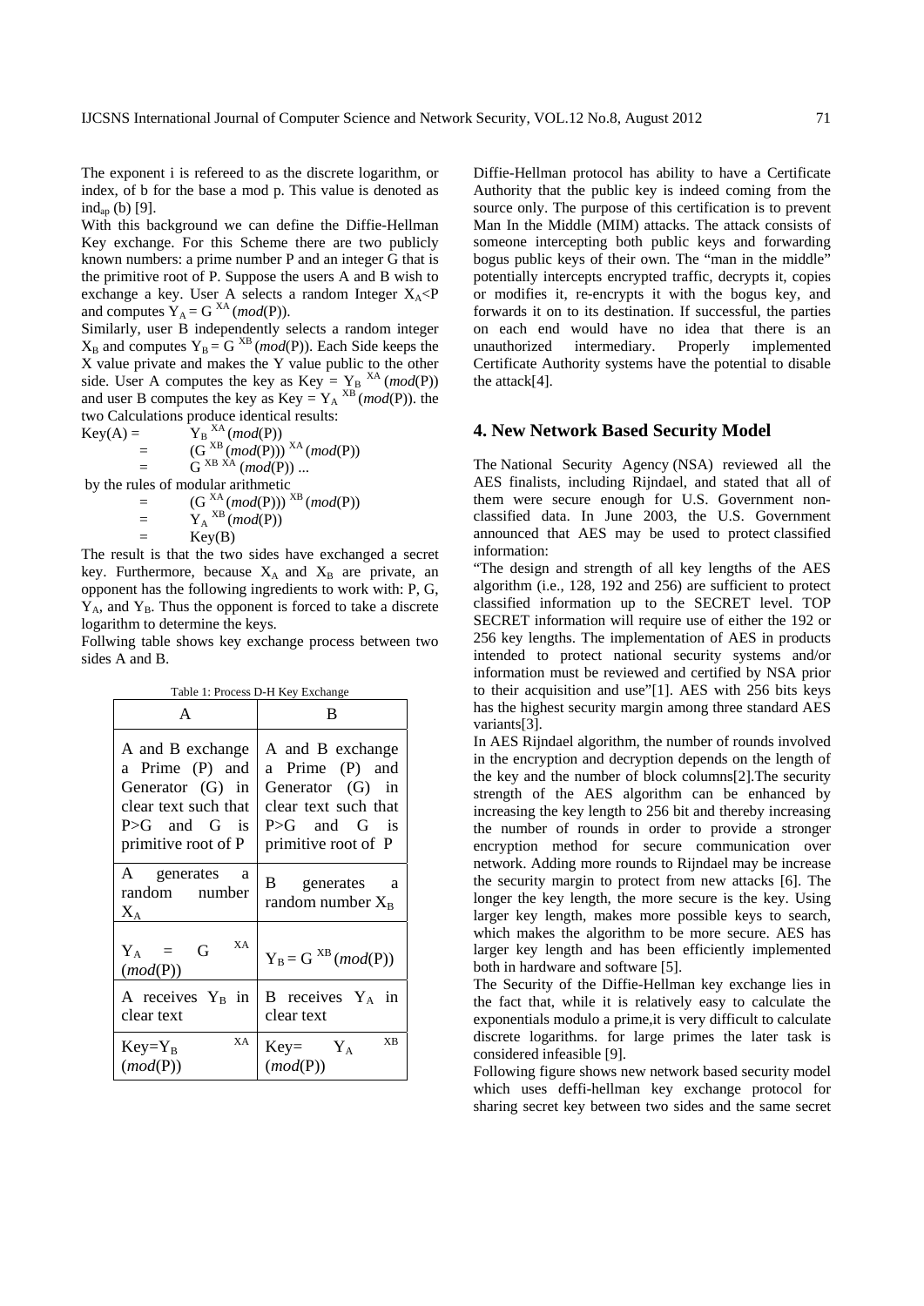The exponent i is refereed to as the discrete logarithm, or index, of b for the base a mod p. This value is denoted as $ind_{ap}$ (b) [9].

With this background we can define the Diffie-Hellman Key exchange. For this Scheme there are two publicly known numbers: a prime number P and an integer G that is the primitive root of P. Suppose the users A and B wish to exchange a key. User A selects a random Integer $X_A < P$ and computes $Y_A = G^{XA} (mod(P))$.

Similarly, user B independently selects a random integer $X_B$ and computes $Y_B = G^{XB} (mod(P))$. Each Side keeps the X value private and makes the Y value public to the other side. User A computes the key as $Key = Y_B^{XA} (mod(P))$ and user B computes the key as $Key = Y_A^{XB} (mod(P))$. the two Calculations produce identical results:

$$
\begin{aligned}
Key(A) &= Y_B^{XA} (mod(P)) \\
&= (G^{XB} (mod(P)))^{XA} (mod(P)) \\
&= G^{XB\ XA} (mod(P)) \ldots
\end{aligned}
$$

by the rules of modular arithmetic

$$
\begin{aligned}
&= (G^{XA} (mod(P)))^{XB} (mod(P)) \\
&= Y_A^{XB} (mod(P)) \\
&= Key(B)
\end{aligned}
$$

The result is that the two sides have exchanged a secret key. Furthermore, because $X_A$ and $X_B$ are private, an opponent has the following ingredients to work with: P, G, $Y_A$, and $Y_B$. Thus the opponent is forced to take a discrete logarithm to determine the keys.

Follwing table shows key exchange process between two sides A and B.

Table 1: Process D-H Key Exchange

| A | B |
|---|---|
| A and B exchange a Prime (P) and Generator (G) in clear text such that P>G and G is primitive root of P | A and B exchange a Prime (P) and Generator (G) in clear text such that P>G and G is primitive root of P |
| A generates a random number $X_A$ | B generates a random number $X_B$ |
| $Y_A = G^{XA} (mod(P))$ | $Y_B = G^{XB} (mod(P))$ |
| A receives $Y_B$ in clear text | B receives $Y_A$ in clear text |
| $Key = Y_B^{XA} (mod(P))$ | $Key = Y_A^{XB} (mod(P))$ |

Diffie-Hellman protocol has ability to have a Certificate Authority that the public key is indeed coming from the source only. The purpose of this certification is to prevent Man In the Middle (MIM) attacks. The attack consists of someone intercepting both public keys and forwarding bogus public keys of their own. The "man in the middle" potentially intercepts encrypted traffic, decrypts it, copies or modifies it, re-encrypts it with the bogus key, and forwards it on to its destination. If successful, the parties on each end would have no idea that there is an unauthorized intermediary. Properly implemented Certificate Authority systems have the potential to disable the attack[4].

## 4. New Network Based Security Model

The National Security Agency (NSA) reviewed all the AES finalists, including Rijndael, and stated that all of them were secure enough for U.S. Government non-classified data. In June 2003, the U.S. Government announced that AES may be used to protect classified information:

"The design and strength of all key lengths of the AES algorithm (i.e., 128, 192 and 256) are sufficient to protect classified information up to the SECRET level. TOP SECRET information will require use of either the 192 or 256 key lengths. The implementation of AES in products intended to protect national security systems and/or information must be reviewed and certified by NSA prior to their acquisition and use"[1]. AES with 256 bits keys has the highest security margin among three standard AES variants[3].

In AES Rijndael algorithm, the number of rounds involved in the encryption and decryption depends on the length of the key and the number of block columns[2].The security strength of the AES algorithm can be enhanced by increasing the key length to 256 bit and thereby increasing the number of rounds in order to provide a stronger encryption method for secure communication over network. Adding more rounds to Rijndael may be increase the security margin to protect from new attacks [6]. The longer the key length, the more secure is the key. Using larger key length, makes more possible keys to search, which makes the algorithm to be more secure. AES has larger key length and has been efficiently implemented both in hardware and software [5].

The Security of the Diffie-Hellman key exchange lies in the fact that, while it is relatively easy to calculate the exponentials modulo a prime,it is very difficult to calculate discrete logarithms. for large primes the later task is considered infeasible [9].

Following figure shows new network based security model which uses deffi-hellman key exchange protocol for sharing secret key between two sides and the same secret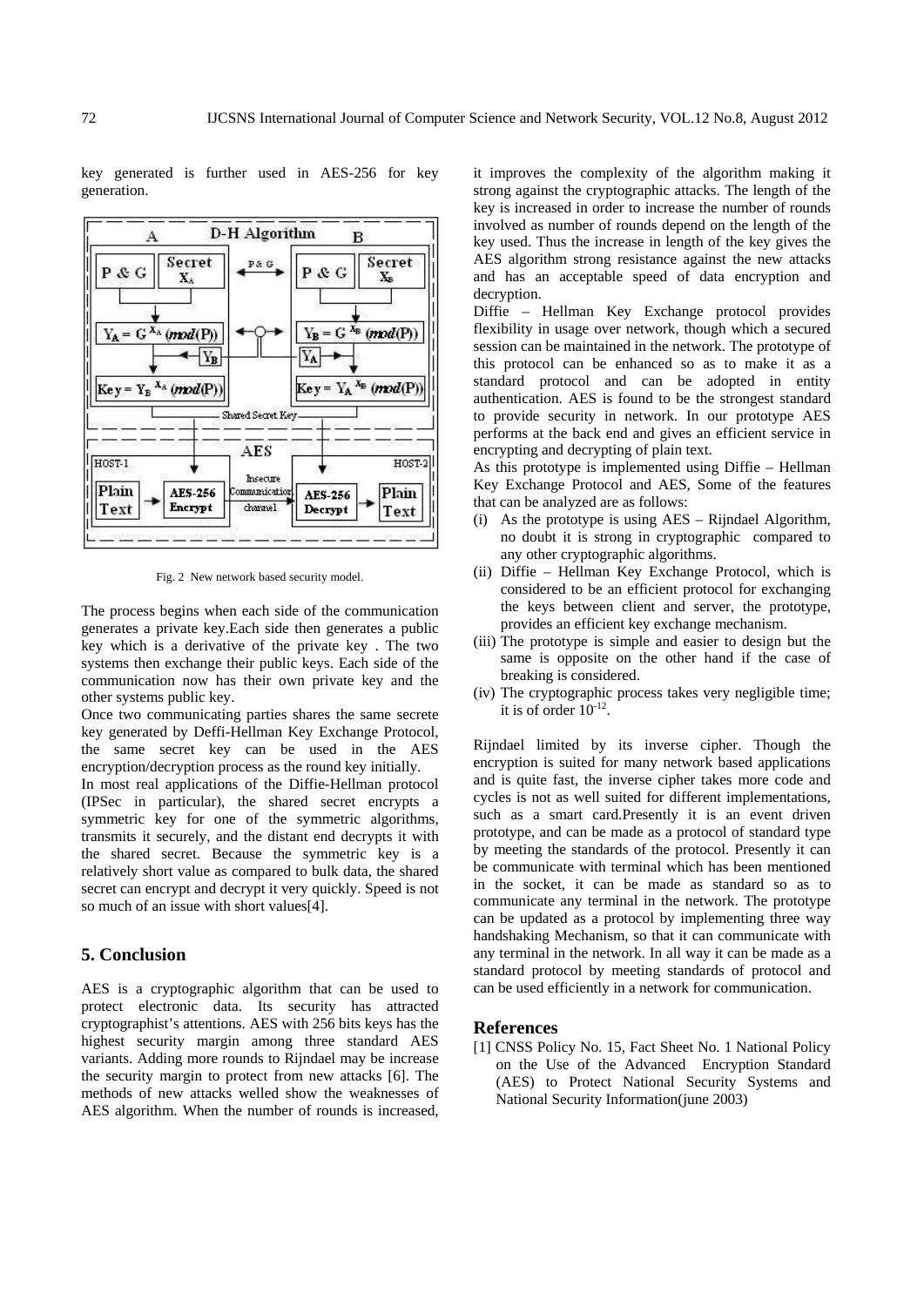key generated is further used in AES-256 for key generation.

Fig. 2 New network based security model.

The process begins when each side of the communication generates a private key.Each side then generates a public key which is a derivative of the private key . The two systems then exchange their public keys. Each side of the communication now has their own private key and the other systems public key.

Once two communicating parties shares the same secrete key generated by Deffi-Hellman Key Exchange Protocol, the same secret key can be used in the AES encryption/decryption process as the round key initially.

In most real applications of the Diffie-Hellman protocol (IPSec in particular), the shared secret encrypts a symmetric key for one of the symmetric algorithms, transmits it securely, and the distant end decrypts it with the shared secret. Because the symmetric key is a relatively short value as compared to bulk data, the shared secret can encrypt and decrypt it very quickly. Speed is not so much of an issue with short values[4].

## 5. Conclusion

AES is a cryptographic algorithm that can be used to protect electronic data. Its security has attracted cryptographist's attentions. AES with 256 bits keys has the highest security margin among three standard AES variants. Adding more rounds to Rijndael may be increase the security margin to protect from new attacks [6]. The methods of new attacks welled show the weaknesses of AES algorithm. When the number of rounds is increased, it improves the complexity of the algorithm making it strong against the cryptographic attacks. The length of the key is increased in order to increase the number of rounds involved as number of rounds depend on the length of the key used. Thus the increase in length of the key gives the AES algorithm strong resistance against the new attacks and has an acceptable speed of data encryption and decryption.

Diffie – Hellman Key Exchange protocol provides flexibility in usage over network, though which a secured session can be maintained in the network. The prototype of this protocol can be enhanced so as to make it as a standard protocol and can be adopted in entity authentication. AES is found to be the strongest standard to provide security in network. In our prototype AES performs at the back end and gives an efficient service in encrypting and decrypting of plain text.

As this prototype is implemented using Diffie – Hellman Key Exchange Protocol and AES, Some of the features that can be analyzed are as follows:

(i) As the prototype is using AES – Rijndael Algorithm, no doubt it is strong in cryptographic compared to any other cryptographic algorithms.
(ii) Diffie – Hellman Key Exchange Protocol, which is considered to be an efficient protocol for exchanging the keys between client and server, the prototype, provides an efficient key exchange mechanism.
(iii) The prototype is simple and easier to design but the same is opposite on the other hand if the case of breaking is considered.
(iv) The cryptographic process takes very negligible time; it is of order $10^{-12}$.

Rijndael limited by its inverse cipher. Though the encryption is suited for many network based applications and is quite fast, the inverse cipher takes more code and cycles is not as well suited for different implementations, such as a smart card.Presently it is an event driven prototype, and can be made as a protocol of standard type by meeting the standards of the protocol. Presently it can be communicate with terminal which has been mentioned in the socket, it can be made as standard so as to communicate any terminal in the network. The prototype can be updated as a protocol by implementing three way handshaking Mechanism, so that it can communicate with any terminal in the network. In all way it can be made as a standard protocol by meeting standards of protocol and can be used efficiently in a network for communication.

## References

[1] CNSS Policy No. 15, Fact Sheet No. 1 National Policy on the Use of the Advanced Encryption Standard (AES) to Protect National Security Systems and National Security Information(june 2003)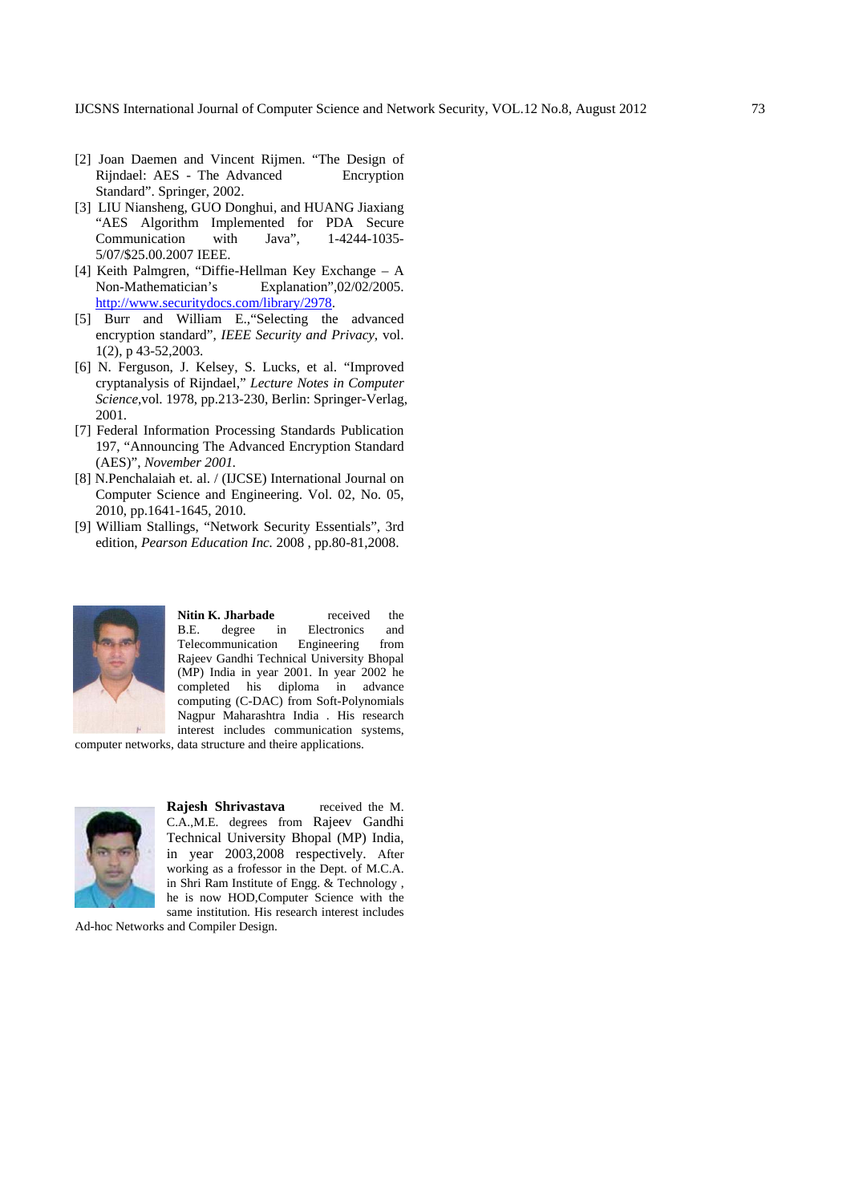[2] Joan Daemen and Vincent Rijmen. "The Design of Rijndael: AES - The Advanced Encryption Standard". Springer, 2002.

[3] LIU Niansheng, GUO Donghui, and HUANG Jiaxiang "AES Algorithm Implemented for PDA Secure Communication with Java", 1-4244-1035-5/07/$25.00.2007 IEEE.

[4] Keith Palmgren, "Diffie-Hellman Key Exchange – A Non-Mathematician's Explanation",02/02/2005. http://www.securitydocs.com/library/2978.

[5] Burr and William E.,"Selecting the advanced encryption standard", *IEEE Security and Privacy*, vol. 1(2), p 43-52,2003.

[6] N. Ferguson, J. Kelsey, S. Lucks, et al. "Improved cryptanalysis of Rijndael," *Lecture Notes in Computer Science*,vol. 1978, pp.213-230, Berlin: Springer-Verlag, 2001.

[7] Federal Information Processing Standards Publication 197, "Announcing The Advanced Encryption Standard (AES)", *November 2001.*

[8] N.Penchalaiah et. al. / (IJCSE) International Journal on Computer Science and Engineering. Vol. 02, No. 05, 2010, pp.1641-1645, 2010.

[9] William Stallings, "Network Security Essentials", 3rd edition, *Pearson Education Inc.* 2008 , pp.80-81,2008.

**Nitin K. Jharbade** received the B.E. degree in Electronics and Telecommunication Engineering from Rajeev Gandhi Technical University Bhopal (MP) India in year 2001. In year 2002 he completed his diploma in advance computing (C-DAC) from Soft-Polynomials Nagpur Maharashtra India . His research interest includes communication systems, computer networks, data structure and theire applications.

**Rajesh Shrivastava** received the M. C.A.,M.E. degrees from Rajeev Gandhi Technical University Bhopal (MP) India, in year 2003,2008 respectively. After working as a frofessor in the Dept. of M.C.A. in Shri Ram Institute of Engg. & Technology , he is now HOD,Computer Science with the same institution. His research interest includes Ad-hoc Networks and Compiler Design.